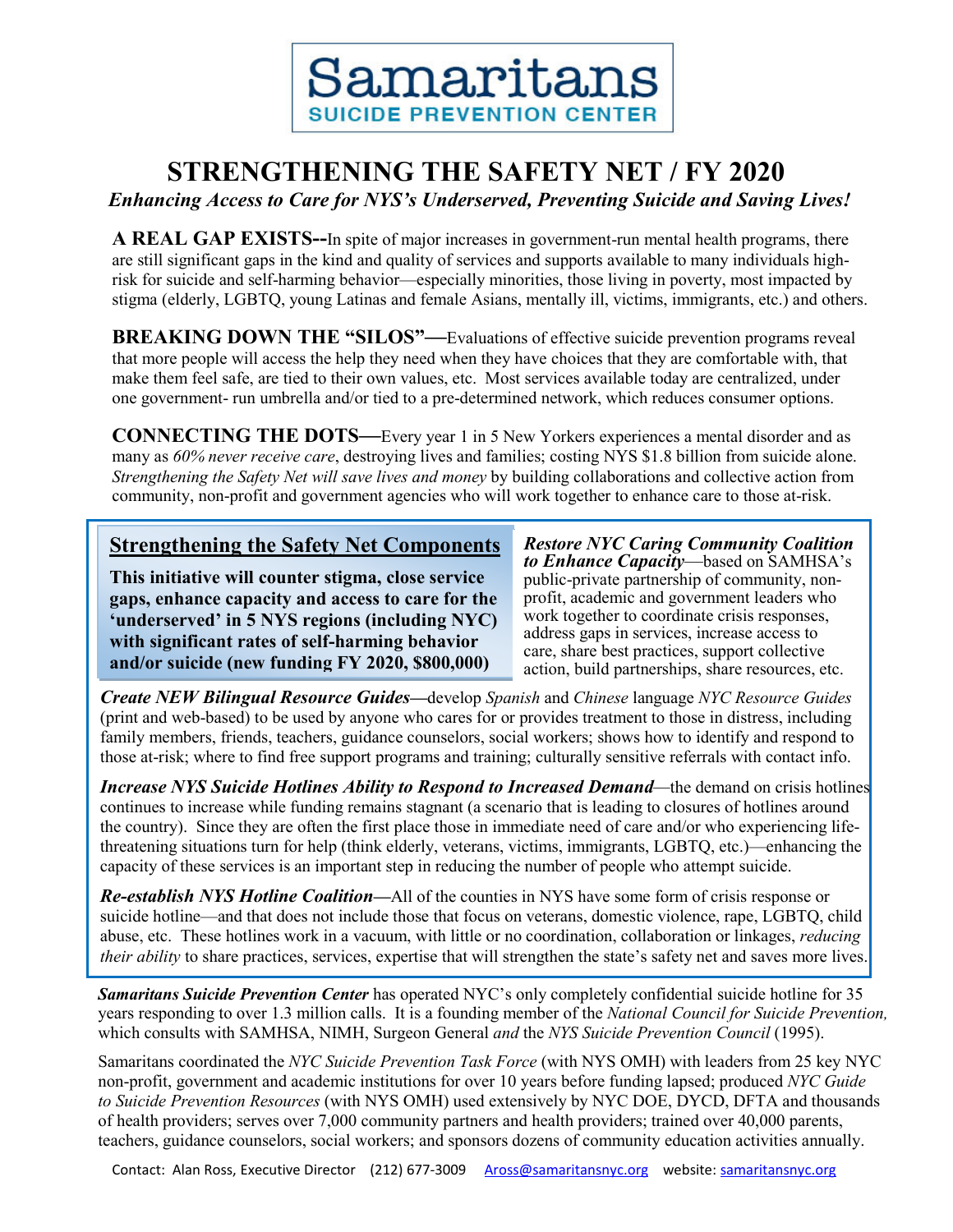# Samaritans
## SUICIDE PREVENTION CENTER

# STRENGTHENING THE SAFETY NET / FY 2020

*Enhancing Access to Care for NYS's Underserved, Preventing Suicide and Saving Lives!*

**A REAL GAP EXISTS--**In spite of major increases in government-run mental health programs, there are still significant gaps in the kind and quality of services and supports available to many individuals high-risk for suicide and self-harming behavior—especially minorities, those living in poverty, those most impacted by stigma (elderly, LGBTQ, young Latinas and female Asians, mentally ill, victims, immigrants, etc.) and others.

**BREAKING DOWN THE "SILOS"—**Evaluations of effective suicide prevention programs reveal that more people will access the help they need when they have choices that they are comfortable with, that make them feel safe, are tied to their own values, etc. Most services available today are centralized, under one government- run umbrella and/or tied to a pre-determined network, which reduces consumer options.

**CONNECTING THE DOTS—**Every year 1 in 5 New Yorkers experiences a mental disorder and as many as *60% never receive care*, destroying lives and families; costing NYS $1.8 billion from suicide alone. *Strengthening the Safety Net will save lives and money* by building collaborations and collective action from community, non-profit and government agencies who will work together to enhance care to those at-risk.

## Strengthening the Safety Net Components

**This initiative will counter stigma, close service gaps, enhance capacity and access to care for the 'underserved' in 5 NYS regions (including NYC) with significant rates of self-harming behavior and/or suicide (new funding FY 2020, $800,000)**

***Restore NYC Caring Community Coalition to Enhance Capacity***—based on SAMHSA's public-private partnership of community, non-profit, academic and government leaders who work together to coordinate crisis responses, address gaps in services, increase access to care, share best practices, support collective action, build partnerships, share resources, etc.

***Create NEW Bilingual Resource Guides—***develop *Spanish* and *Chinese* language *NYC Resource Guides* (print and web-based) to be used by anyone who cares for or provides treatment to those in distress, including family members, friends, teachers, guidance counselors, social workers; shows how to identify and respond to those at-risk; where to find free support programs and training; culturally sensitive referrals with contact info.

***Increase NYS Suicide Hotlines Ability to Respond to Increased Demand***—the demand on crisis hotlines continues to increase while funding remains stagnant (a scenario that is leading to closures of hotlines around the country). Since they are often the first place those in immediate need of care and/or who experiencing life-threatening situations turn for help (think elderly, veterans, victims, immigrants, LGBTQ, etc.)—enhancing the capacity of these services is an important step in reducing the number of people who attempt suicide.

***Re-establish NYS Hotline Coalition—***All of the counties in NYS have some form of crisis response or suicide hotline—and that does not include those that focus on veterans, domestic violence, rape, LGBTQ, child abuse, etc. These hotlines work in a vacuum, with little or no coordination, collaboration or linkages, *reducing their ability* to share practices, services, expertise that will strengthen the state's safety net and saves more lives.

***Samaritans Suicide Prevention Center*** has operated NYC's only completely confidential suicide hotline for 35 years responding to over 1.3 million calls. It is a founding member of the *National Council for Suicide Prevention,* which consults with SAMHSA, NIMH, Surgeon General *and* the *NYS Suicide Prevention Council* (1995).

Samaritans coordinated the *NYC Suicide Prevention Task Force* (with NYS OMH) with leaders from 25 key NYC non-profit, government and academic institutions for over 10 years before funding lapsed; produced *NYC Guide to Suicide Prevention Resources* (with NYS OMH) used extensively by NYC DOE, DYCD, DFTA and thousands of health providers; serves over 7,000 community partners and health providers; trained over 40,000 parents, teachers, guidance counselors, social workers; and sponsors dozens of community education activities annually.

Contact: Alan Ross, Executive Director (212) 677-3009 Aross@samaritansnyc.org website: samaritansnyc.org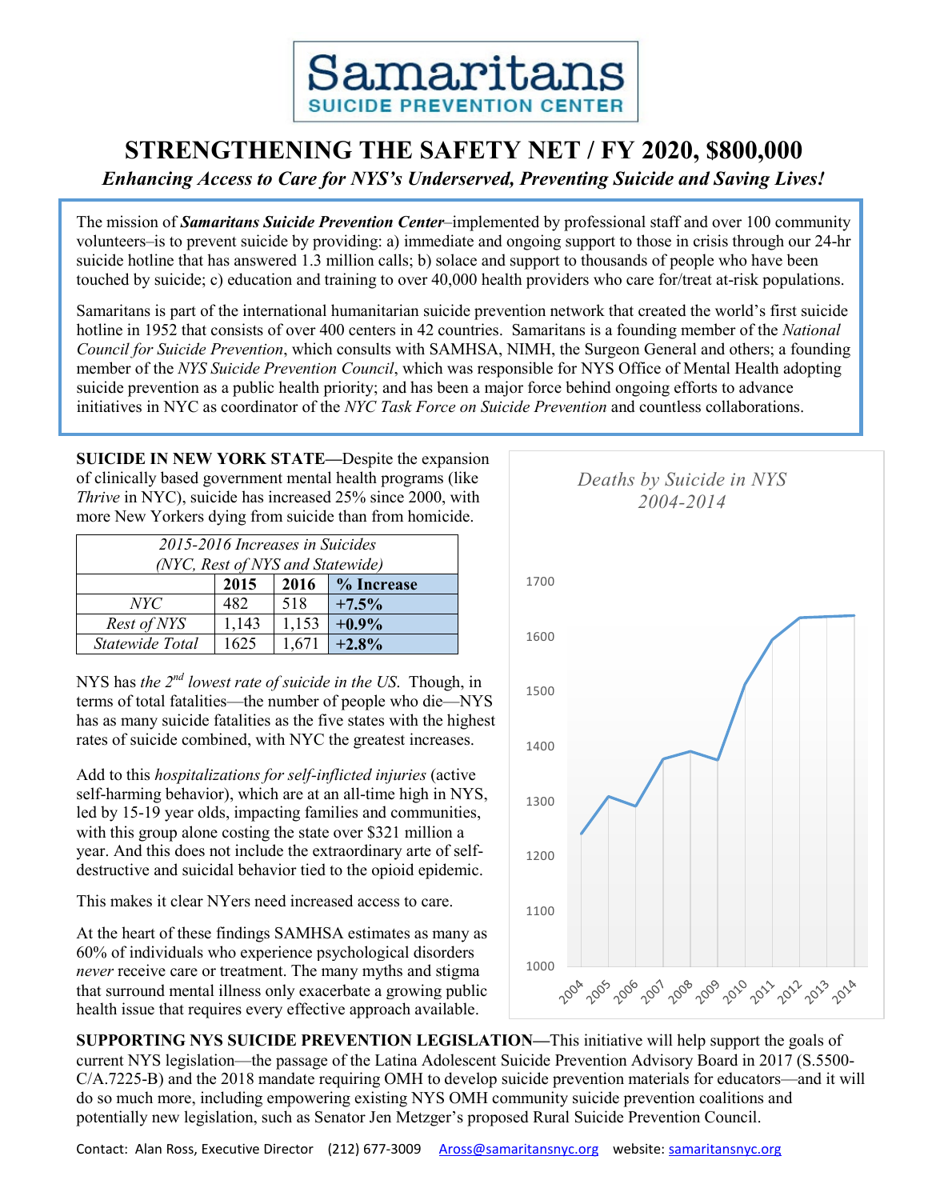# Samaritans
## SUICIDE PREVENTION CENTER

# STRENGTHENING THE SAFETY NET / FY 2020, $800,000

*Enhancing Access to Care for NYS's Underserved, Preventing Suicide and Saving Lives!*

The mission of ***Samaritans Suicide Prevention Center***–implemented by professional staff and over 100 community volunteers–is to prevent suicide by providing: a) immediate and ongoing support to those in crisis through our 24-hr suicide hotline that has answered 1.3 million calls; b) solace and support to thousands of people who have been touched by suicide; c) education and training to over 40,000 health providers who care for/treat at-risk populations.

Samaritans is part of the international humanitarian suicide prevention network that created the world's first suicide hotline in 1952 that consists of over 400 centers in 42 countries. Samaritans is a founding member of the *National Council for Suicide Prevention*, which consults with SAMHSA, NIMH, the Surgeon General and others; a founding member of the *NYS Suicide Prevention Council*, which was responsible for NYS Office of Mental Health adopting suicide prevention as a public health priority; and has been a major force behind ongoing efforts to advance initiatives in NYC as coordinator of the *NYC Task Force on Suicide Prevention* and countless collaborations.

**SUICIDE IN NEW YORK STATE—**Despite the expansion of clinically based government mental health programs (like *Thrive* in NYC), suicide has increased 25% since 2000, with more New Yorkers dying from suicide than from homicide.

*2015-2016 Increases in Suicides (NYC, Rest of NYS and Statewide)*

| | 2015 | 2016 | % Increase |
|---|---|---|---|
| *NYC* | 482 | 518 | **+7.5%** |
| *Rest of NYS* | 1,143 | 1,153 | **+0.9%** |
| *Statewide Total* | 1625 | 1,671 | **+2.8%** |

NYS has *the 2nd lowest rate of suicide in the US*. Though, in terms of total fatalities—the number of people who die—NYS has as many suicide fatalities as the five states with the highest rates of suicide combined, with NYC the greatest increases.

Add to this *hospitalizations for self-inflicted injuries* (active self-harming behavior), which are at an all-time high in NYS, led by 15-19 year olds, impacting families and communities, with this group alone costing the state over $321 million a year. And this does not include the extraordinary arte of self-destructive and suicidal behavior tied to the opioid epidemic.

This makes it clear NYers need increased access to care.

At the heart of these findings SAMHSA estimates as many as 60% of individuals who experience psychological disorders *never* receive care or treatment. The many myths and stigma that surround mental illness only exacerbate a growing public health issue that requires every effective approach available.

*Deaths by Suicide in NYS 2004-2014*

| Year | Deaths (approx.) |
|---|---|
| 2004 | 1240 |
| 2005 | 1310 |
| 2006 | 1290 |
| 2007 | 1380 |
| 2008 | 1392 |
| 2009 | 1375 |
| 2010 | 1515 |
| 2011 | 1595 |
| 2012 | 1635 |
| 2013 | 1637 |
| 2014 | 1640 |

**SUPPORTING NYS SUICIDE PREVENTION LEGISLATION—**This initiative will help support the goals of current NYS legislation—the passage of the Latina Adolescent Suicide Prevention Advisory Board in 2017 (S.5500-C/A.7225-B) and the 2018 mandate requiring OMH to develop suicide prevention materials for educators—and it will do so much more, including empowering existing NYS OMH community suicide prevention coalitions and potentially new legislation, such as Senator Jen Metzger's proposed Rural Suicide Prevention Council.

Contact: Alan Ross, Executive Director (212) 677-3009 Aross@samaritansnyc.org website: samaritansnyc.org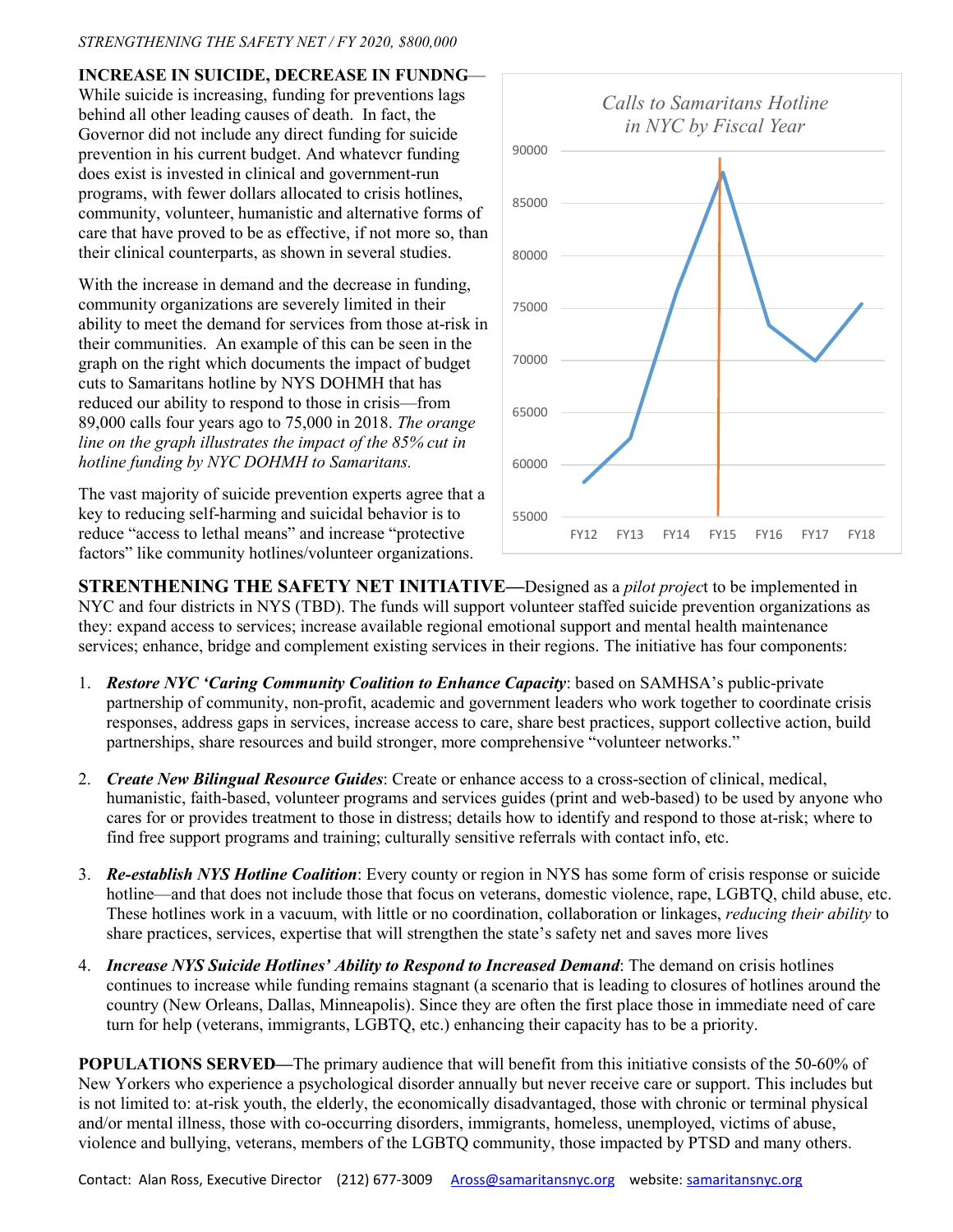*STRENGTHENING THE SAFETY NET / FY 2020, $800,000*

**INCREASE IN SUICIDE, DECREASE IN FUNDNG**— While suicide is increasing, funding for preventions lags behind all other leading causes of death. In fact, the Governor did not include any direct funding for suicide prevention in his current budget. And whatevcr funding does exist is invested in clinical and government-run programs, with fewer dollars allocated to crisis hotlines, community, volunteer, humanistic and alternative forms of care that have proved to be as effective, if not more so, than their clinical counterparts, as shown in several studies.

With the increase in demand and the decrease in funding, community organizations are severely limited in their ability to meet the demand for services from those at-risk in their communities. An example of this can be seen in the graph on the right which documents the impact of budget cuts to Samaritans hotline by NYS DOHMH that has reduced our ability to respond to those in crisis—from 89,000 calls four years ago to 75,000 in 2018. *The orange line on the graph illustrates the impact of the 85% cut in hotline funding by NYC DOHMH to Samaritans.*

The vast majority of suicide prevention experts agree that a key to reducing self-harming and suicidal behavior is to reduce "access to lethal means" and increase "protective factors" like community hotlines/volunteer organizations.

*Calls to Samaritans Hotline in NYC by Fiscal Year*

| Fiscal Year | Calls (approx.) |
|---|---|
| FY12 | 58,300 |
| FY13 | 62,500 |
| FY14 | 76,500 |
| FY15 | 88,000 |
| FY16 | 73,400 |
| FY17 | 70,000 |
| FY18 | 75,400 |

**STRENTHENING THE SAFETY NET INITIATIVE—**Designed as a *pilot projec*t to be implemented in NYC and four districts in NYS (TBD). The funds will support volunteer staffed suicide prevention organizations as they: expand access to services; increase available regional emotional support and mental health maintenance services; enhance, bridge and complement existing services in their regions. The initiative has four components:

1. ***Restore NYC 'Caring Community Coalition to Enhance Capacity***: based on SAMHSA's public-private partnership of community, non-profit, academic and government leaders who work together to coordinate crisis responses, address gaps in services, increase access to care, share best practices, support collective action, build partnerships, share resources and build stronger, more comprehensive "volunteer networks."

2. ***Create New Bilingual Resource Guides***: Create or enhance access to a cross-section of clinical, medical, humanistic, faith-based, volunteer programs and services guides (print and web-based) to be used by anyone who cares for or provides treatment to those in distress; details how to identify and respond to those at-risk; where to find free support programs and training; culturally sensitive referrals with contact info, etc.

3. ***Re-establish NYS Hotline Coalition***: Every county or region in NYS has some form of crisis response or suicide hotline—and that does not include those that focus on veterans, domestic violence, rape, LGBTQ, child abuse, etc. These hotlines work in a vacuum, with little or no coordination, collaboration or linkages, *reducing their ability* to share practices, services, expertise that will strengthen the state's safety net and saves more lives

4. ***Increase NYS Suicide Hotlines' Ability to Respond to Increased Demand***: The demand on crisis hotlines continues to increase while funding remains stagnant (a scenario that is leading to closures of hotlines around the country (New Orleans, Dallas, Minneapolis). Since they are often the first place those in immediate need of care turn for help (veterans, immigrants, LGBTQ, etc.) enhancing their capacity has to be a priority.

**POPULATIONS SERVED—**The primary audience that will benefit from this initiative consists of the 50-60% of New Yorkers who experience a psychological disorder annually but never receive care or support. This includes but is not limited to: at-risk youth, the elderly, the economically disadvantaged, those with chronic or terminal physical and/or mental illness, those with co-occurring disorders, immigrants, homeless, unemployed, victims of abuse, violence and bullying, veterans, members of the LGBTQ community, those impacted by PTSD and many others.

Contact: Alan Ross, Executive Director (212) 677-3009 Aross@samaritansnyc.org website: samaritansnyc.org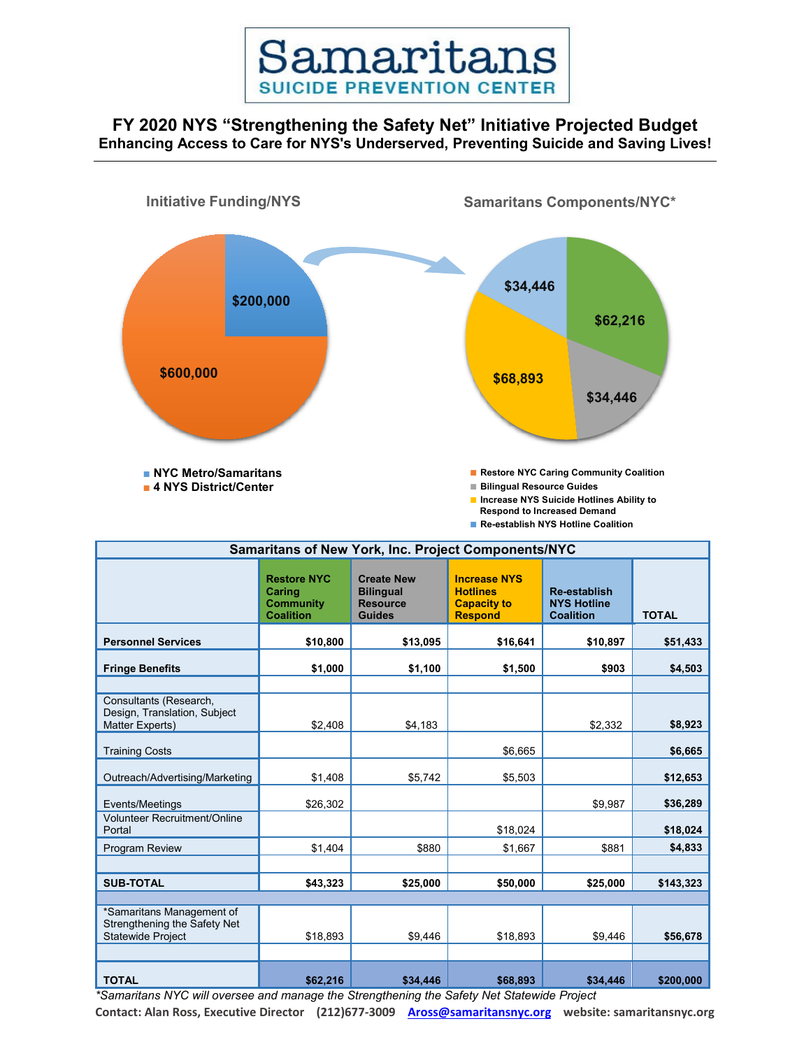Samaritans

SUICIDE PREVENTION CENTER

## FY 2020 NYS “Strengthening the Safety Net” Initiative Projected Budget

### Enhancing Access to Care for NYS's Underserved, Preventing Suicide and Saving Lives!

Initiative Funding/NYS

$200,000

$600,000

NYC Metro/Samaritans

4 NYS District/Center

Samaritans Components/NYC*

$34,446

$62,216

$68,893

$34,446

Restore NYC Caring Community Coalition

Bilingual Resource Guides

Increase NYS Suicide Hotlines Ability to Respond to Increased Demand

Re-establish NYS Hotline Coalition

| Samaritans of New York, Inc. Project Components/NYC | | | | | |
|---|---|---|---|---|---|
| | **Restore NYC Caring Community Coalition** | **Create New Bilingual Resource Guides** | **Increase NYS Hotlines Capacity to Respond** | **Re-establish NYS Hotline Coalition** | **TOTAL** |
| **Personnel Services** | **$10,800** | **$13,095** | **$16,641** | **$10,897** | **$51,433** |
| **Fringe Benefits** | **$1,000** | **$1,100** | **$1,500** | **$903** | **$4,503** |
| | | | | | |
| Consultants (Research, Design, Translation, Subject Matter Experts) | $2,408 | $4,183 | | $2,332 | **$8,923** |
| Training Costs | | | $6,665 | | **$6,665** |
| Outreach/Advertising/Marketing | $1,408 | $5,742 | $5,503 | | **$12,653** |
| Events/Meetings | $26,302 | | | $9,987 | **$36,289** |
| Volunteer Recruitment/Online Portal | | | $18,024 | | **$18,024** |
| Program Review | $1,404 | $880 | $1,667 | $881 | **$4,833** |
| | | | | | |
| **SUB-TOTAL** | **$43,323** | **$25,000** | **$50,000** | **$25,000** | **$143,323** |
| | | | | | |
| *Samaritans Management of Strengthening the Safety Net Statewide Project | $18,893 | $9,446 | $18,893 | $9,446 | **$56,678** |
| | | | | | |
| **TOTAL** | **$62,216** | **$34,446** | **$68,893** | **$34,446** | **$200,000** |

*\*Samaritans NYC will oversee and manage the Strengthening the Safety Net Statewide Project*

**Contact: Alan Ross, Executive Director (212)677-3009 Aross@samaritansnyc.org website: samaritansnyc.org**